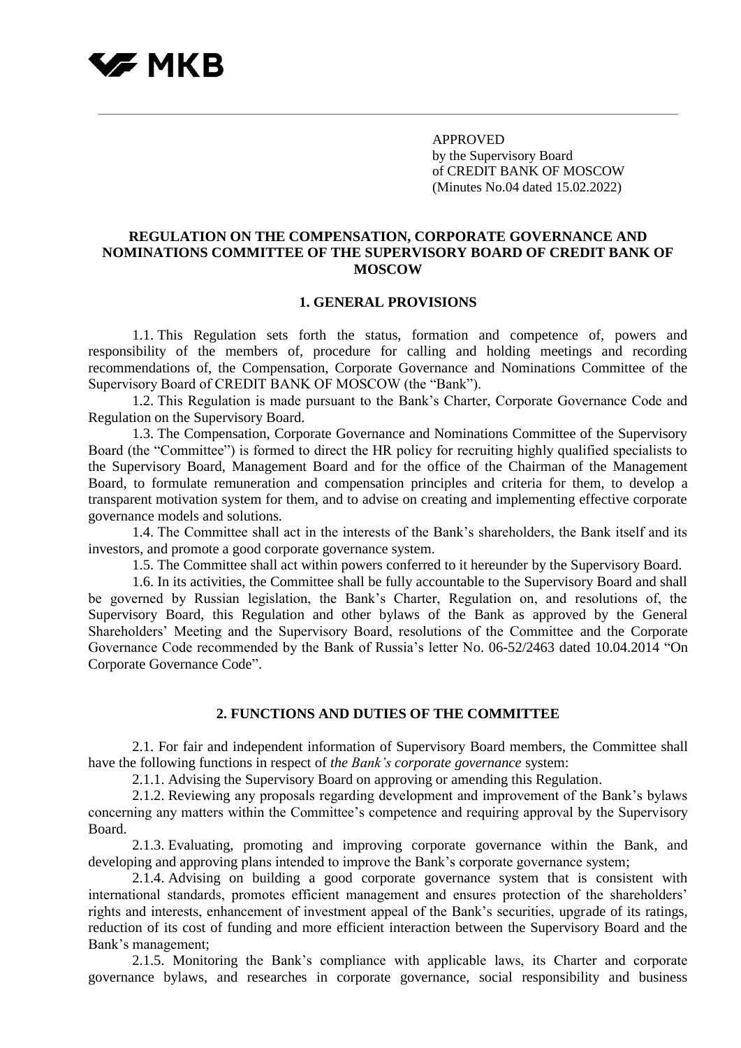APPROVED
by the Supervisory Board
of CREDIT BANK OF MOSCOW
(Minutes No.04 dated 15.02.2022)

# REGULATION ON THE COMPENSATION, CORPORATE GOVERNANCE AND NOMINATIONS COMMITTEE OF THE SUPERVISORY BOARD OF CREDIT BANK OF MOSCOW

## 1. GENERAL PROVISIONS

1.1. This Regulation sets forth the status, formation and competence of, powers and responsibility of the members of, procedure for calling and holding meetings and recording recommendations of, the Compensation, Corporate Governance and Nominations Committee of the Supervisory Board of CREDIT BANK OF MOSCOW (the "Bank").

1.2. This Regulation is made pursuant to the Bank's Charter, Corporate Governance Code and Regulation on the Supervisory Board.

1.3. The Compensation, Corporate Governance and Nominations Committee of the Supervisory Board (the "Committee") is formed to direct the HR policy for recruiting highly qualified specialists to the Supervisory Board, Management Board and for the office of the Chairman of the Management Board, to formulate remuneration and compensation principles and criteria for them, to develop a transparent motivation system for them, and to advise on creating and implementing effective corporate governance models and solutions.

1.4. The Committee shall act in the interests of the Bank's shareholders, the Bank itself and its investors, and promote a good corporate governance system.

1.5. The Committee shall act within powers conferred to it hereunder by the Supervisory Board.

1.6. In its activities, the Committee shall be fully accountable to the Supervisory Board and shall be governed by Russian legislation, the Bank's Charter, Regulation on, and resolutions of, the Supervisory Board, this Regulation and other bylaws of the Bank as approved by the General Shareholders' Meeting and the Supervisory Board, resolutions of the Committee and the Corporate Governance Code recommended by the Bank of Russia's letter No. 06-52/2463 dated 10.04.2014 "On Corporate Governance Code".

## 2. FUNCTIONS AND DUTIES OF THE COMMITTEE

2.1. For fair and independent information of Supervisory Board members, the Committee shall have the following functions in respect of *the Bank's corporate governance* system:

2.1.1. Advising the Supervisory Board on approving or amending this Regulation.

2.1.2. Reviewing any proposals regarding development and improvement of the Bank's bylaws concerning any matters within the Committee's competence and requiring approval by the Supervisory Board.

2.1.3. Evaluating, promoting and improving corporate governance within the Bank, and developing and approving plans intended to improve the Bank's corporate governance system;

2.1.4. Advising on building a good corporate governance system that is consistent with international standards, promotes efficient management and ensures protection of the shareholders' rights and interests, enhancement of investment appeal of the Bank's securities, upgrade of its ratings, reduction of its cost of funding and more efficient interaction between the Supervisory Board and the Bank's management;

2.1.5. Monitoring the Bank's compliance with applicable laws, its Charter and corporate governance bylaws, and researches in corporate governance, social responsibility and business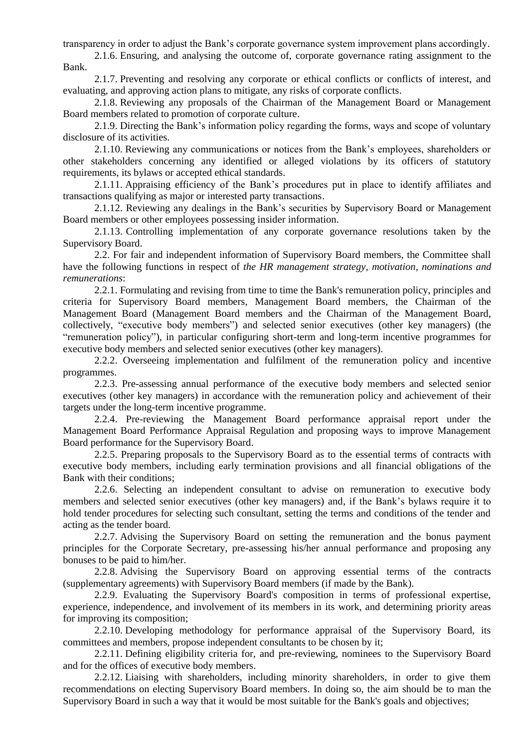transparency in order to adjust the Bank's corporate governance system improvement plans accordingly.

2.1.6. Ensuring, and analysing the outcome of, corporate governance rating assignment to the Bank.

2.1.7. Preventing and resolving any corporate or ethical conflicts or conflicts of interest, and evaluating, and approving action plans to mitigate, any risks of corporate conflicts.

2.1.8. Reviewing any proposals of the Chairman of the Management Board or Management Board members related to promotion of corporate culture.

2.1.9. Directing the Bank's information policy regarding the forms, ways and scope of voluntary disclosure of its activities.

2.1.10. Reviewing any communications or notices from the Bank's employees, shareholders or other stakeholders concerning any identified or alleged violations by its officers of statutory requirements, its bylaws or accepted ethical standards.

2.1.11. Appraising efficiency of the Bank's procedures put in place to identify affiliates and transactions qualifying as major or interested party transactions.

2.1.12. Reviewing any dealings in the Bank's securities by Supervisory Board or Management Board members or other employees possessing insider information.

2.1.13. Controlling implementation of any corporate governance resolutions taken by the Supervisory Board.

2.2. For fair and independent information of Supervisory Board members, the Committee shall have the following functions in respect of *the HR management strategy, motivation, nominations and remunerations*:

2.2.1. Formulating and revising from time to time the Bank's remuneration policy, principles and criteria for Supervisory Board members, Management Board members, the Chairman of the Management Board (Management Board members and the Chairman of the Management Board, collectively, "executive body members") and selected senior executives (other key managers) (the "remuneration policy"), in particular configuring short-term and long-term incentive programmes for executive body members and selected senior executives (other key managers).

2.2.2. Overseeing implementation and fulfilment of the remuneration policy and incentive programmes.

2.2.3. Pre-assessing annual performance of the executive body members and selected senior executives (other key managers) in accordance with the remuneration policy and achievement of their targets under the long-term incentive programme.

2.2.4. Pre-reviewing the Management Board performance appraisal report under the Management Board Performance Appraisal Regulation and proposing ways to improve Management Board performance for the Supervisory Board.

2.2.5. Preparing proposals to the Supervisory Board as to the essential terms of contracts with executive body members, including early termination provisions and all financial obligations of the Bank with their conditions;

2.2.6. Selecting an independent consultant to advise on remuneration to executive body members and selected senior executives (other key managers) and, if the Bank's bylaws require it to hold tender procedures for selecting such consultant, setting the terms and conditions of the tender and acting as the tender board.

2.2.7. Advising the Supervisory Board on setting the remuneration and the bonus payment principles for the Corporate Secretary, pre-assessing his/her annual performance and proposing any bonuses to be paid to him/her.

2.2.8. Advising the Supervisory Board on approving essential terms of the contracts (supplementary agreements) with Supervisory Board members (if made by the Bank).

2.2.9. Evaluating the Supervisory Board's composition in terms of professional expertise, experience, independence, and involvement of its members in its work, and determining priority areas for improving its composition;

2.2.10. Developing methodology for performance appraisal of the Supervisory Board, its committees and members, propose independent consultants to be chosen by it;

2.2.11. Defining eligibility criteria for, and pre-reviewing, nominees to the Supervisory Board and for the offices of executive body members.

2.2.12. Liaising with shareholders, including minority shareholders, in order to give them recommendations on electing Supervisory Board members. In doing so, the aim should be to man the Supervisory Board in such a way that it would be most suitable for the Bank's goals and objectives;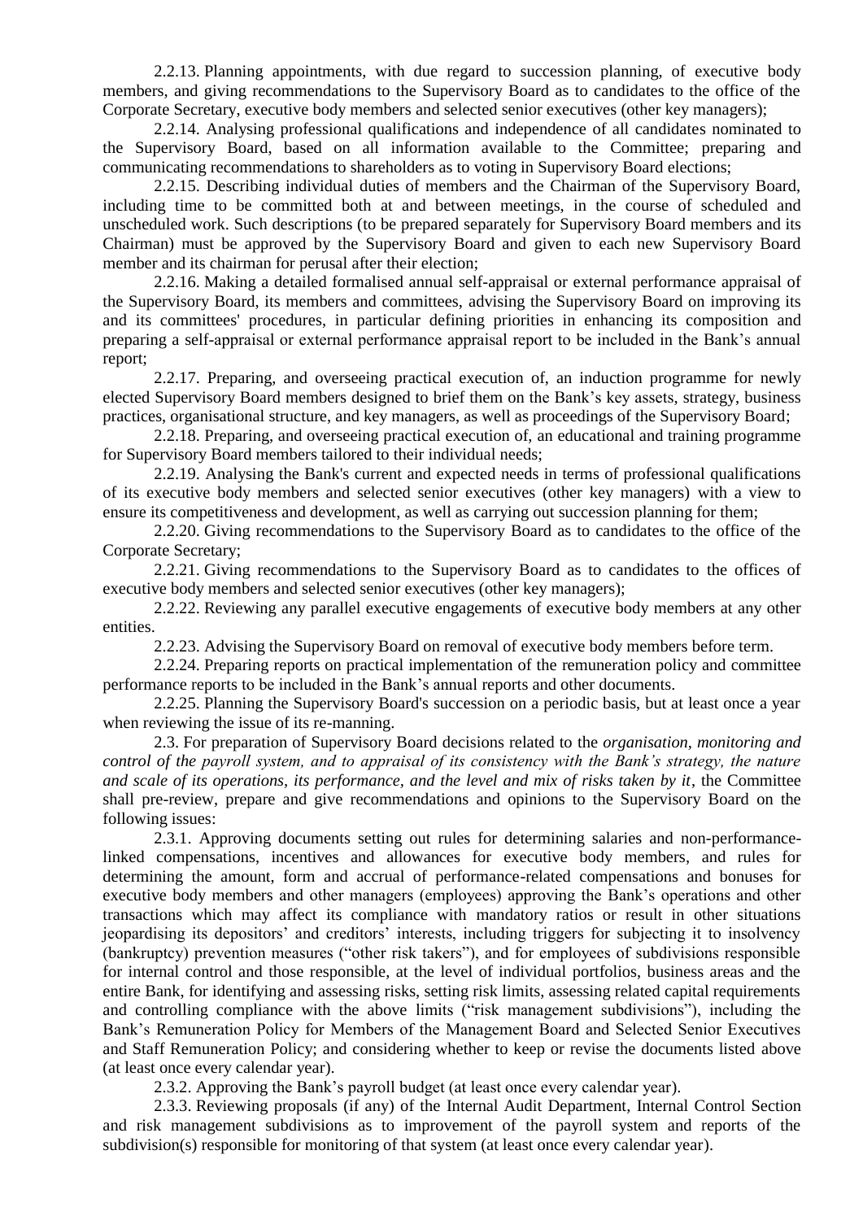2.2.13. Planning appointments, with due regard to succession planning, of executive body members, and giving recommendations to the Supervisory Board as to candidates to the office of the Corporate Secretary, executive body members and selected senior executives (other key managers);

2.2.14. Analysing professional qualifications and independence of all candidates nominated to the Supervisory Board, based on all information available to the Committee; preparing and communicating recommendations to shareholders as to voting in Supervisory Board elections;

2.2.15. Describing individual duties of members and the Chairman of the Supervisory Board, including time to be committed both at and between meetings, in the course of scheduled and unscheduled work. Such descriptions (to be prepared separately for Supervisory Board members and its Chairman) must be approved by the Supervisory Board and given to each new Supervisory Board member and its chairman for perusal after their election;

2.2.16. Making a detailed formalised annual self-appraisal or external performance appraisal of the Supervisory Board, its members and committees, advising the Supervisory Board on improving its and its committees' procedures, in particular defining priorities in enhancing its composition and preparing a self-appraisal or external performance appraisal report to be included in the Bank's annual report;

2.2.17. Preparing, and overseeing practical execution of, an induction programme for newly elected Supervisory Board members designed to brief them on the Bank's key assets, strategy, business practices, organisational structure, and key managers, as well as proceedings of the Supervisory Board;

2.2.18. Preparing, and overseeing practical execution of, an educational and training programme for Supervisory Board members tailored to their individual needs;

2.2.19. Analysing the Bank's current and expected needs in terms of professional qualifications of its executive body members and selected senior executives (other key managers) with a view to ensure its competitiveness and development, as well as carrying out succession planning for them;

2.2.20. Giving recommendations to the Supervisory Board as to candidates to the office of the Corporate Secretary;

2.2.21. Giving recommendations to the Supervisory Board as to candidates to the offices of executive body members and selected senior executives (other key managers);

2.2.22. Reviewing any parallel executive engagements of executive body members at any other entities.

2.2.23. Advising the Supervisory Board on removal of executive body members before term.

2.2.24. Preparing reports on practical implementation of the remuneration policy and committee performance reports to be included in the Bank's annual reports and other documents.

2.2.25. Planning the Supervisory Board's succession on a periodic basis, but at least once a year when reviewing the issue of its re-manning.

2.3. For preparation of Supervisory Board decisions related to the *organisation, monitoring and control of the payroll system, and to appraisal of its consistency with the Bank's strategy, the nature and scale of its operations, its performance, and the level and mix of risks taken by it*, the Committee shall pre-review, prepare and give recommendations and opinions to the Supervisory Board on the following issues:

2.3.1. Approving documents setting out rules for determining salaries and non-performance-linked compensations, incentives and allowances for executive body members, and rules for determining the amount, form and accrual of performance-related compensations and bonuses for executive body members and other managers (employees) approving the Bank's operations and other transactions which may affect its compliance with mandatory ratios or result in other situations jeopardising its depositors' and creditors' interests, including triggers for subjecting it to insolvency (bankruptcy) prevention measures ("other risk takers"), and for employees of subdivisions responsible for internal control and those responsible, at the level of individual portfolios, business areas and the entire Bank, for identifying and assessing risks, setting risk limits, assessing related capital requirements and controlling compliance with the above limits ("risk management subdivisions"), including the Bank's Remuneration Policy for Members of the Management Board and Selected Senior Executives and Staff Remuneration Policy; and considering whether to keep or revise the documents listed above (at least once every calendar year).

2.3.2. Approving the Bank's payroll budget (at least once every calendar year).

2.3.3. Reviewing proposals (if any) of the Internal Audit Department, Internal Control Section and risk management subdivisions as to improvement of the payroll system and reports of the subdivision(s) responsible for monitoring of that system (at least once every calendar year).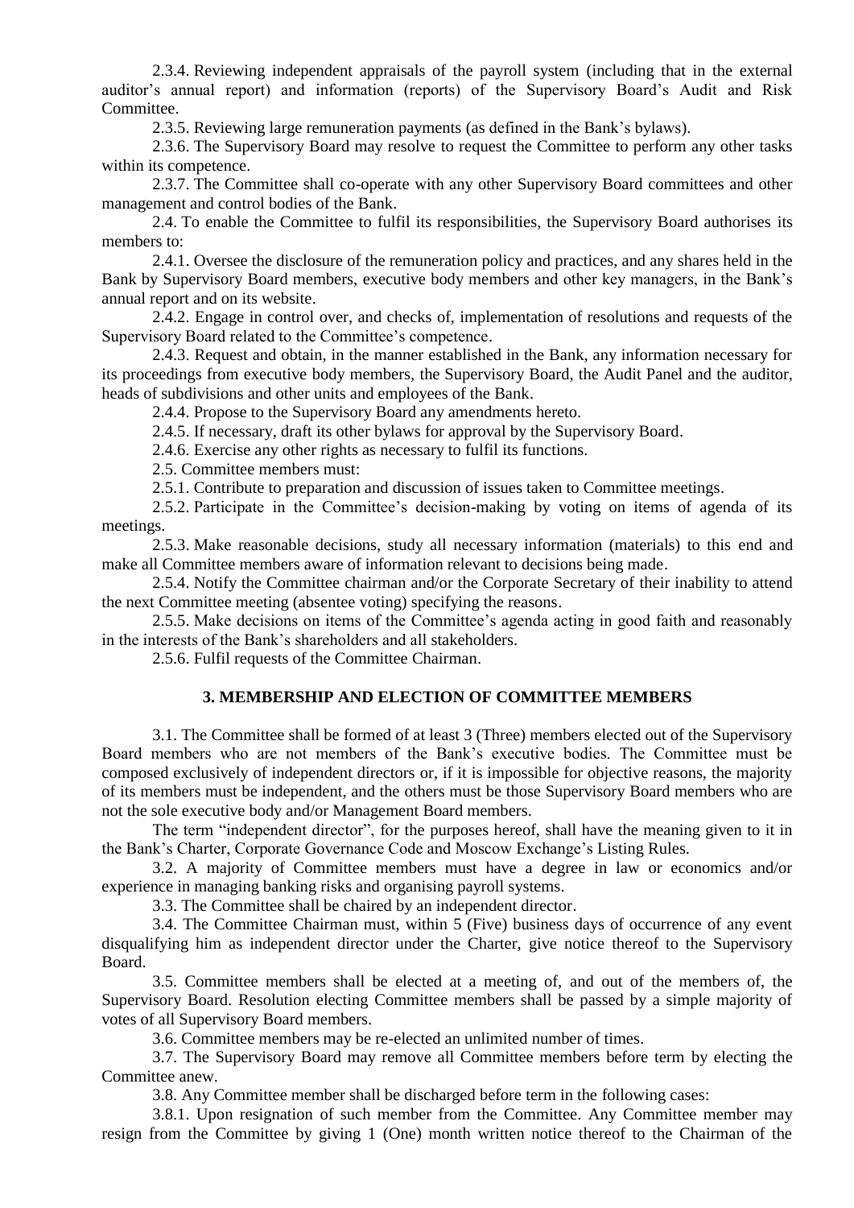2.3.4. Reviewing independent appraisals of the payroll system (including that in the external auditor's annual report) and information (reports) of the Supervisory Board's Audit and Risk Committee.

2.3.5. Reviewing large remuneration payments (as defined in the Bank's bylaws).

2.3.6. The Supervisory Board may resolve to request the Committee to perform any other tasks within its competence.

2.3.7. The Committee shall co-operate with any other Supervisory Board committees and other management and control bodies of the Bank.

2.4. To enable the Committee to fulfil its responsibilities, the Supervisory Board authorises its members to:

2.4.1. Oversee the disclosure of the remuneration policy and practices, and any shares held in the Bank by Supervisory Board members, executive body members and other key managers, in the Bank's annual report and on its website.

2.4.2. Engage in control over, and checks of, implementation of resolutions and requests of the Supervisory Board related to the Committee's competence.

2.4.3. Request and obtain, in the manner established in the Bank, any information necessary for its proceedings from executive body members, the Supervisory Board, the Audit Panel and the auditor, heads of subdivisions and other units and employees of the Bank.

2.4.4. Propose to the Supervisory Board any amendments hereto.

2.4.5. If necessary, draft its other bylaws for approval by the Supervisory Board.

2.4.6. Exercise any other rights as necessary to fulfil its functions.

2.5. Committee members must:

2.5.1. Contribute to preparation and discussion of issues taken to Committee meetings.

2.5.2. Participate in the Committee's decision-making by voting on items of agenda of its meetings.

2.5.3. Make reasonable decisions, study all necessary information (materials) to this end and make all Committee members aware of information relevant to decisions being made.

2.5.4. Notify the Committee chairman and/or the Corporate Secretary of their inability to attend the next Committee meeting (absentee voting) specifying the reasons.

2.5.5. Make decisions on items of the Committee's agenda acting in good faith and reasonably in the interests of the Bank's shareholders and all stakeholders.

2.5.6. Fulfil requests of the Committee Chairman.

## 3. MEMBERSHIP AND ELECTION OF COMMITTEE MEMBERS

3.1. The Committee shall be formed of at least 3 (Three) members elected out of the Supervisory Board members who are not members of the Bank's executive bodies. The Committee must be composed exclusively of independent directors or, if it is impossible for objective reasons, the majority of its members must be independent, and the others must be those Supervisory Board members who are not the sole executive body and/or Management Board members.

The term "independent director", for the purposes hereof, shall have the meaning given to it in the Bank's Charter, Corporate Governance Code and Moscow Exchange's Listing Rules.

3.2. A majority of Committee members must have a degree in law or economics and/or experience in managing banking risks and organising payroll systems.

3.3. The Committee shall be chaired by an independent director.

3.4. The Committee Chairman must, within 5 (Five) business days of occurrence of any event disqualifying him as independent director under the Charter, give notice thereof to the Supervisory Board.

3.5. Committee members shall be elected at a meeting of, and out of the members of, the Supervisory Board. Resolution electing Committee members shall be passed by a simple majority of votes of all Supervisory Board members.

3.6. Committee members may be re-elected an unlimited number of times.

3.7. The Supervisory Board may remove all Committee members before term by electing the Committee anew.

3.8. Any Committee member shall be discharged before term in the following cases:

3.8.1. Upon resignation of such member from the Committee. Any Committee member may resign from the Committee by giving 1 (One) month written notice thereof to the Chairman of the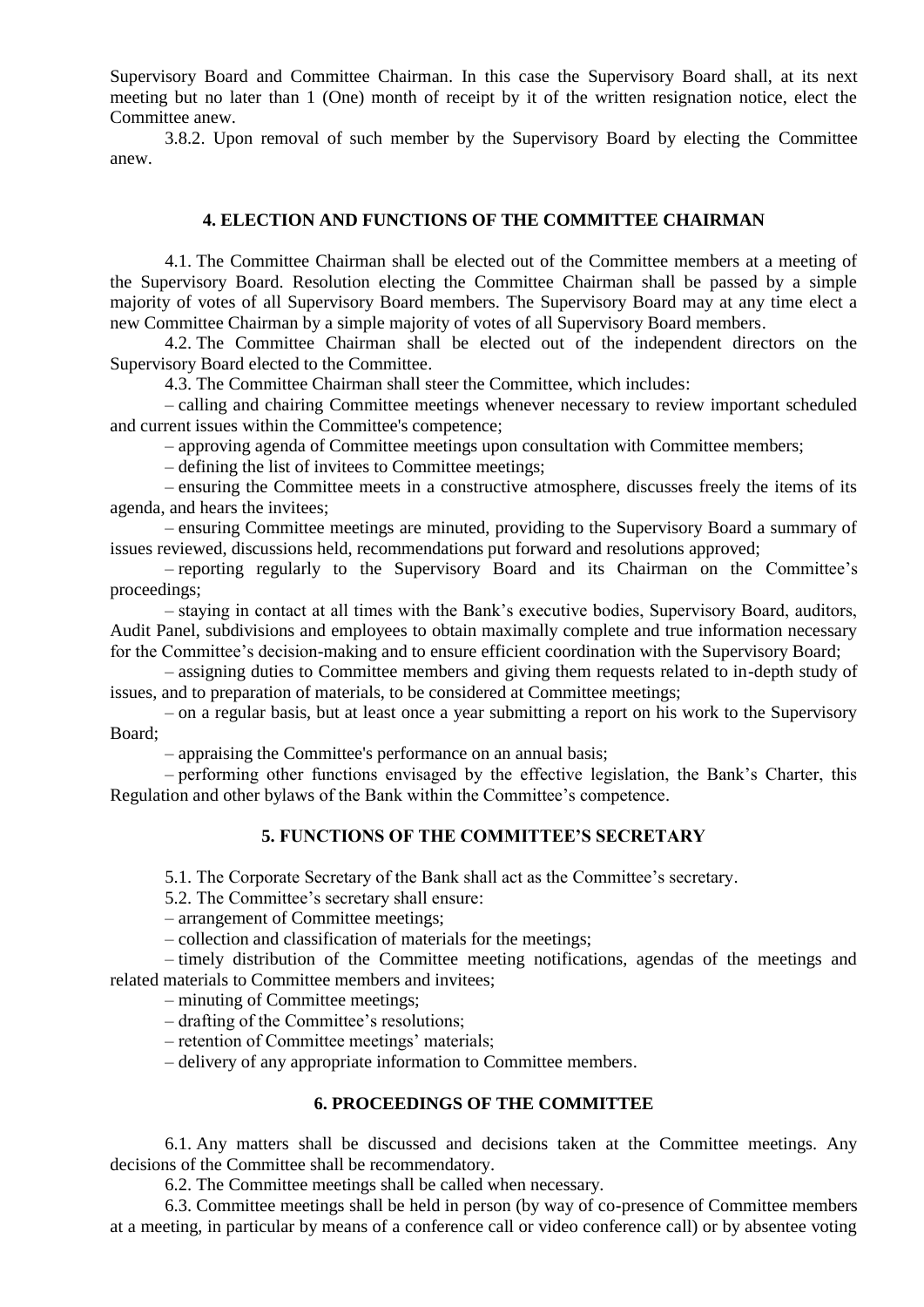Supervisory Board and Committee Chairman. In this case the Supervisory Board shall, at its next meeting but no later than 1 (One) month of receipt by it of the written resignation notice, elect the Committee anew.

3.8.2. Upon removal of such member by the Supervisory Board by electing the Committee anew.

## 4. ELECTION AND FUNCTIONS OF THE COMMITTEE CHAIRMAN

4.1. The Committee Chairman shall be elected out of the Committee members at a meeting of the Supervisory Board. Resolution electing the Committee Chairman shall be passed by a simple majority of votes of all Supervisory Board members. The Supervisory Board may at any time elect a new Committee Chairman by a simple majority of votes of all Supervisory Board members.

4.2. The Committee Chairman shall be elected out of the independent directors on the Supervisory Board elected to the Committee.

4.3. The Committee Chairman shall steer the Committee, which includes:

– calling and chairing Committee meetings whenever necessary to review important scheduled and current issues within the Committee's competence;

– approving agenda of Committee meetings upon consultation with Committee members;

– defining the list of invitees to Committee meetings;

– ensuring the Committee meets in a constructive atmosphere, discusses freely the items of its agenda, and hears the invitees;

– ensuring Committee meetings are minuted, providing to the Supervisory Board a summary of issues reviewed, discussions held, recommendations put forward and resolutions approved;

– reporting regularly to the Supervisory Board and its Chairman on the Committee's proceedings;

– staying in contact at all times with the Bank's executive bodies, Supervisory Board, auditors, Audit Panel, subdivisions and employees to obtain maximally complete and true information necessary for the Committee's decision-making and to ensure efficient coordination with the Supervisory Board;

– assigning duties to Committee members and giving them requests related to in-depth study of issues, and to preparation of materials, to be considered at Committee meetings;

– on a regular basis, but at least once a year submitting a report on his work to the Supervisory Board;

– appraising the Committee's performance on an annual basis;

– performing other functions envisaged by the effective legislation, the Bank's Charter, this Regulation and other bylaws of the Bank within the Committee's competence.

## 5. FUNCTIONS OF THE COMMITTEE'S SECRETARY

5.1. The Corporate Secretary of the Bank shall act as the Committee's secretary.

5.2. The Committee's secretary shall ensure:

– arrangement of Committee meetings;

– collection and classification of materials for the meetings;

– timely distribution of the Committee meeting notifications, agendas of the meetings and related materials to Committee members and invitees;

– minuting of Committee meetings;

– drafting of the Committee's resolutions;

– retention of Committee meetings' materials;

– delivery of any appropriate information to Committee members.

## 6. PROCEEDINGS OF THE COMMITTEE

6.1. Any matters shall be discussed and decisions taken at the Committee meetings. Any decisions of the Committee shall be recommendatory.

6.2. The Committee meetings shall be called when necessary.

6.3. Committee meetings shall be held in person (by way of co-presence of Committee members at a meeting, in particular by means of a conference call or video conference call) or by absentee voting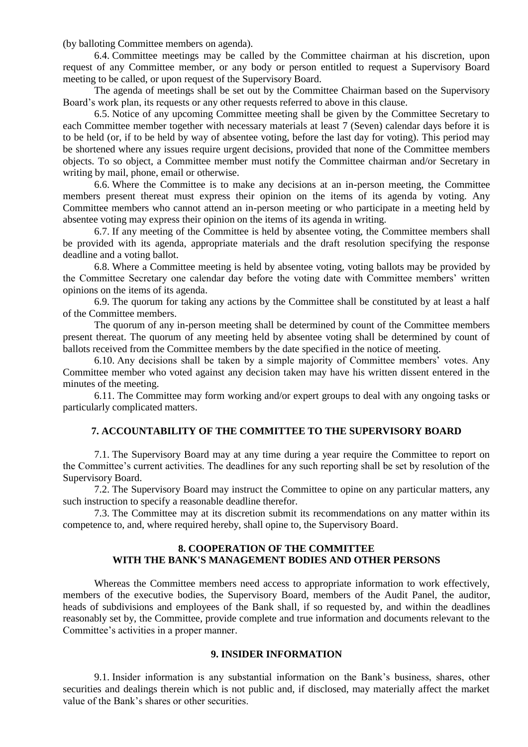(by balloting Committee members on agenda).

6.4. Committee meetings may be called by the Committee chairman at his discretion, upon request of any Committee member, or any body or person entitled to request a Supervisory Board meeting to be called, or upon request of the Supervisory Board.

The agenda of meetings shall be set out by the Committee Chairman based on the Supervisory Board's work plan, its requests or any other requests referred to above in this clause.

6.5. Notice of any upcoming Committee meeting shall be given by the Committee Secretary to each Committee member together with necessary materials at least 7 (Seven) calendar days before it is to be held (or, if to be held by way of absentee voting, before the last day for voting). This period may be shortened where any issues require urgent decisions, provided that none of the Committee members objects. To so object, a Committee member must notify the Committee chairman and/or Secretary in writing by mail, phone, email or otherwise.

6.6. Where the Committee is to make any decisions at an in-person meeting, the Committee members present thereat must express their opinion on the items of its agenda by voting. Any Committee members who cannot attend an in-person meeting or who participate in a meeting held by absentee voting may express their opinion on the items of its agenda in writing.

6.7. If any meeting of the Committee is held by absentee voting, the Committee members shall be provided with its agenda, appropriate materials and the draft resolution specifying the response deadline and a voting ballot.

6.8. Where a Committee meeting is held by absentee voting, voting ballots may be provided by the Committee Secretary one calendar day before the voting date with Committee members' written opinions on the items of its agenda.

6.9. The quorum for taking any actions by the Committee shall be constituted by at least a half of the Committee members.

The quorum of any in-person meeting shall be determined by count of the Committee members present thereat. The quorum of any meeting held by absentee voting shall be determined by count of ballots received from the Committee members by the date specified in the notice of meeting.

6.10. Any decisions shall be taken by a simple majority of Committee members' votes. Any Committee member who voted against any decision taken may have his written dissent entered in the minutes of the meeting.

6.11. The Committee may form working and/or expert groups to deal with any ongoing tasks or particularly complicated matters.

## 7. ACCOUNTABILITY OF THE COMMITTEE TO THE SUPERVISORY BOARD

7.1. The Supervisory Board may at any time during a year require the Committee to report on the Committee's current activities. The deadlines for any such reporting shall be set by resolution of the Supervisory Board.

7.2. The Supervisory Board may instruct the Committee to opine on any particular matters, any such instruction to specify a reasonable deadline therefor.

7.3. The Committee may at its discretion submit its recommendations on any matter within its competence to, and, where required hereby, shall opine to, the Supervisory Board.

## 8. COOPERATION OF THE COMMITTEE WITH THE BANK'S MANAGEMENT BODIES AND OTHER PERSONS

Whereas the Committee members need access to appropriate information to work effectively, members of the executive bodies, the Supervisory Board, members of the Audit Panel, the auditor, heads of subdivisions and employees of the Bank shall, if so requested by, and within the deadlines reasonably set by, the Committee, provide complete and true information and documents relevant to the Committee's activities in a proper manner.

## 9. INSIDER INFORMATION

9.1. Insider information is any substantial information on the Bank's business, shares, other securities and dealings therein which is not public and, if disclosed, may materially affect the market value of the Bank's shares or other securities.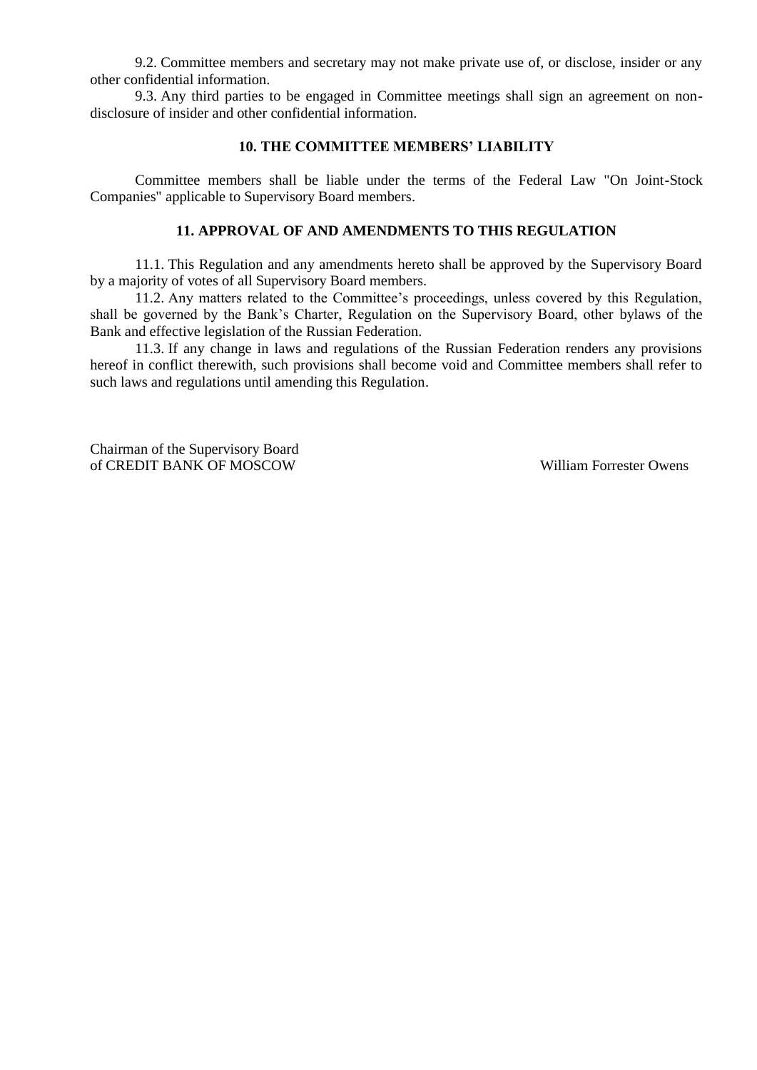9.2. Committee members and secretary may not make private use of, or disclose, insider or any other confidential information.

9.3. Any third parties to be engaged in Committee meetings shall sign an agreement on non-disclosure of insider and other confidential information.

## 10. THE COMMITTEE MEMBERS' LIABILITY

Committee members shall be liable under the terms of the Federal Law "On Joint-Stock Companies" applicable to Supervisory Board members.

## 11. APPROVAL OF AND AMENDMENTS TO THIS REGULATION

11.1. This Regulation and any amendments hereto shall be approved by the Supervisory Board by a majority of votes of all Supervisory Board members.

11.2. Any matters related to the Committee's proceedings, unless covered by this Regulation, shall be governed by the Bank's Charter, Regulation on the Supervisory Board, other bylaws of the Bank and effective legislation of the Russian Federation.

11.3. If any change in laws and regulations of the Russian Federation renders any provisions hereof in conflict therewith, such provisions shall become void and Committee members shall refer to such laws and regulations until amending this Regulation.

Chairman of the Supervisory Board
of CREDIT BANK OF MOSCOW William Forrester Owens